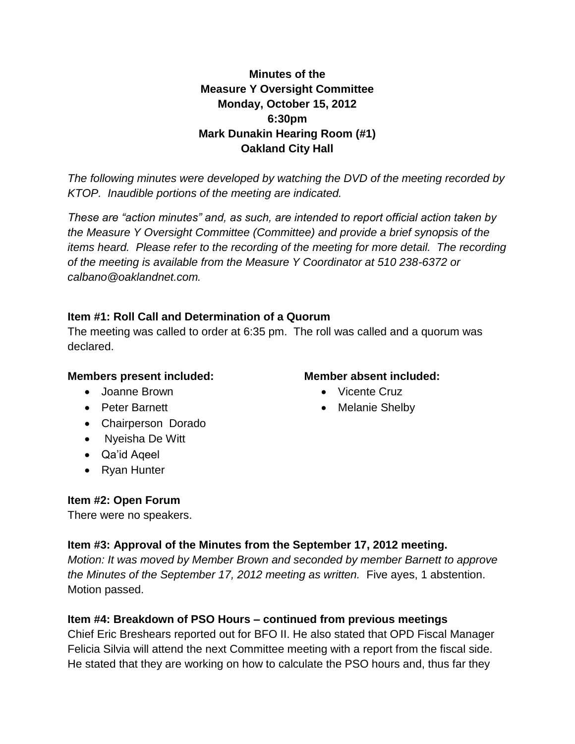**Minutes of the**
**Measure Y Oversight Committee**
**Monday, October 15, 2012**
**6:30pm**
**Mark Dunakin Hearing Room (#1)**
**Oakland City Hall**

*The following minutes were developed by watching the DVD of the meeting recorded by KTOP. Inaudible portions of the meeting are indicated.*

*These are "action minutes" and, as such, are intended to report official action taken by the Measure Y Oversight Committee (Committee) and provide a brief synopsis of the items heard. Please refer to the recording of the meeting for more detail. The recording of the meeting is available from the Measure Y Coordinator at 510 238-6372 or calbano@oaklandnet.com.*

**Item #1: Roll Call and Determination of a Quorum**

The meeting was called to order at 6:35 pm. The roll was called and a quorum was declared.

**Members present included:**

- Joanne Brown
- Peter Barnett
- Chairperson Dorado
- Nyeisha De Witt
- Qa'id Aqeel
- Ryan Hunter

**Member absent included:**

- Vicente Cruz
- Melanie Shelby

**Item #2: Open Forum**

There were no speakers.

**Item #3: Approval of the Minutes from the September 17, 2012 meeting.**

*Motion: It was moved by Member Brown and seconded by member Barnett to approve the Minutes of the September 17, 2012 meeting as written.* Five ayes, 1 abstention. Motion passed.

**Item #4: Breakdown of PSO Hours – continued from previous meetings**

Chief Eric Breshears reported out for BFO II. He also stated that OPD Fiscal Manager Felicia Silvia will attend the next Committee meeting with a report from the fiscal side. He stated that they are working on how to calculate the PSO hours and, thus far they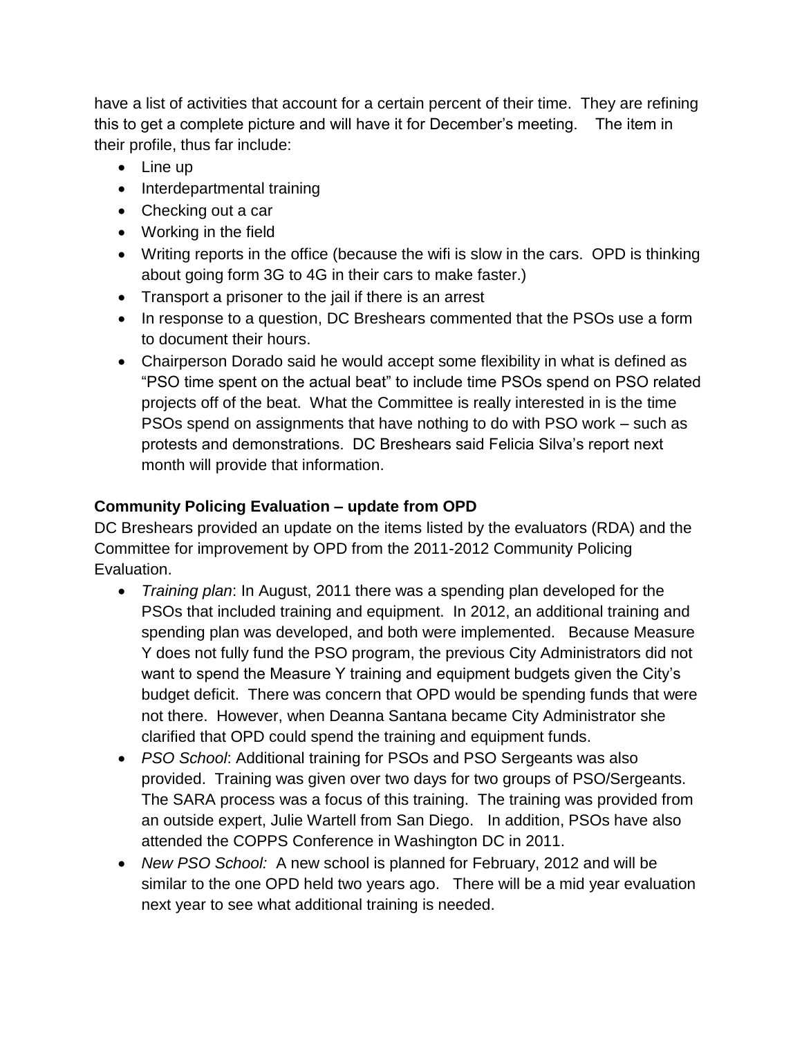have a list of activities that account for a certain percent of their time. They are refining this to get a complete picture and will have it for December's meeting. The item in their profile, thus far include:

- Line up
- Interdepartmental training
- Checking out a car
- Working in the field
- Writing reports in the office (because the wifi is slow in the cars. OPD is thinking about going form 3G to 4G in their cars to make faster.)
- Transport a prisoner to the jail if there is an arrest
- In response to a question, DC Breshears commented that the PSOs use a form to document their hours.
- Chairperson Dorado said he would accept some flexibility in what is defined as "PSO time spent on the actual beat" to include time PSOs spend on PSO related projects off of the beat. What the Committee is really interested in is the time PSOs spend on assignments that have nothing to do with PSO work – such as protests and demonstrations. DC Breshears said Felicia Silva's report next month will provide that information.

**Community Policing Evaluation – update from OPD**

DC Breshears provided an update on the items listed by the evaluators (RDA) and the Committee for improvement by OPD from the 2011-2012 Community Policing Evaluation.

- *Training plan*: In August, 2011 there was a spending plan developed for the PSOs that included training and equipment. In 2012, an additional training and spending plan was developed, and both were implemented. Because Measure Y does not fully fund the PSO program, the previous City Administrators did not want to spend the Measure Y training and equipment budgets given the City's budget deficit. There was concern that OPD would be spending funds that were not there. However, when Deanna Santana became City Administrator she clarified that OPD could spend the training and equipment funds.
- *PSO School*: Additional training for PSOs and PSO Sergeants was also provided. Training was given over two days for two groups of PSO/Sergeants. The SARA process was a focus of this training. The training was provided from an outside expert, Julie Wartell from San Diego. In addition, PSOs have also attended the COPPS Conference in Washington DC in 2011.
- *New PSO School:* A new school is planned for February, 2012 and will be similar to the one OPD held two years ago. There will be a mid year evaluation next year to see what additional training is needed.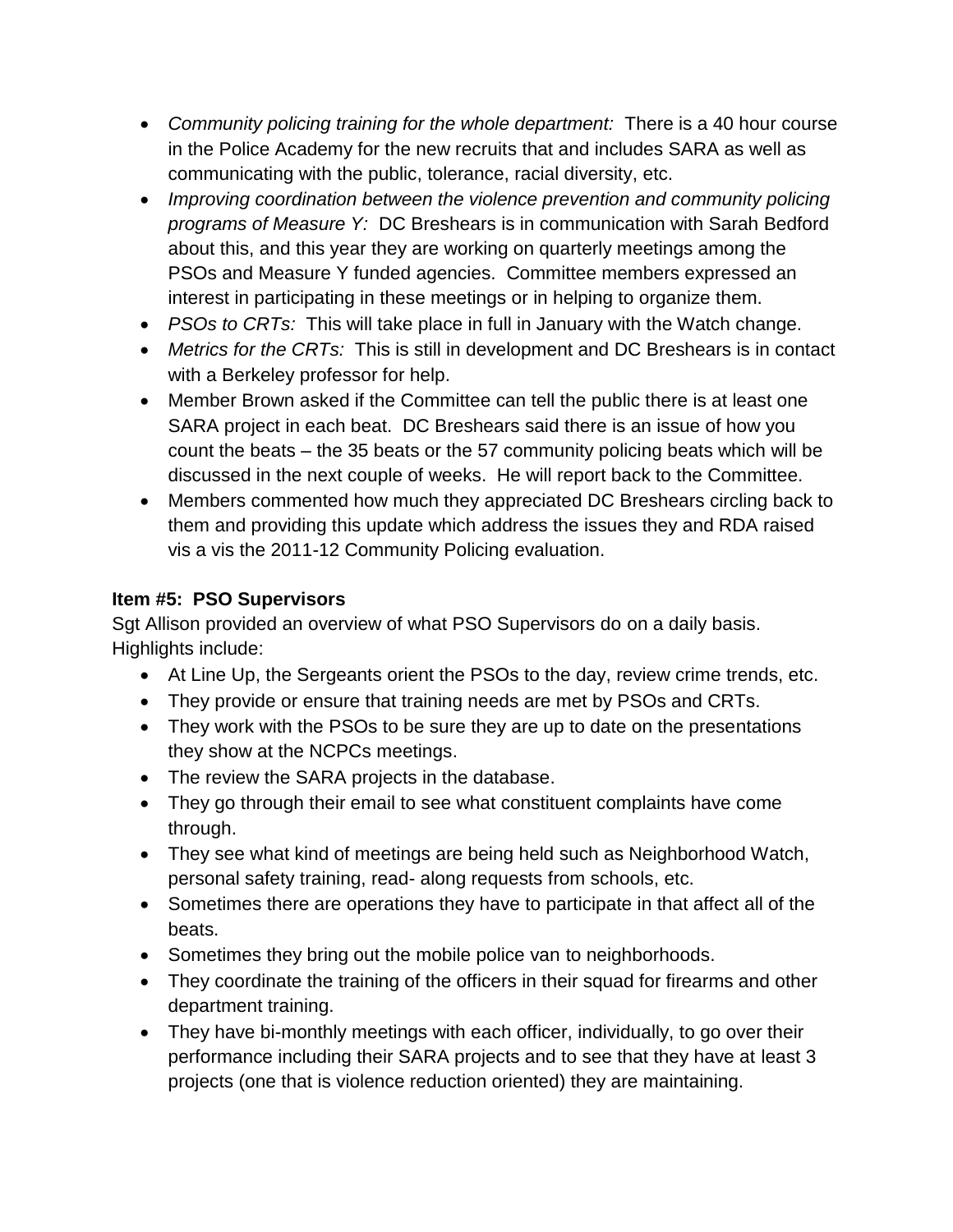- *Community policing training for the whole department:* There is a 40 hour course in the Police Academy for the new recruits that and includes SARA as well as communicating with the public, tolerance, racial diversity, etc.
- *Improving coordination between the violence prevention and community policing programs of Measure Y:* DC Breshears is in communication with Sarah Bedford about this, and this year they are working on quarterly meetings among the PSOs and Measure Y funded agencies. Committee members expressed an interest in participating in these meetings or in helping to organize them.
- *PSOs to CRTs:* This will take place in full in January with the Watch change.
- *Metrics for the CRTs:* This is still in development and DC Breshears is in contact with a Berkeley professor for help.
- Member Brown asked if the Committee can tell the public there is at least one SARA project in each beat. DC Breshears said there is an issue of how you count the beats – the 35 beats or the 57 community policing beats which will be discussed in the next couple of weeks. He will report back to the Committee.
- Members commented how much they appreciated DC Breshears circling back to them and providing this update which address the issues they and RDA raised vis a vis the 2011-12 Community Policing evaluation.

**Item #5: PSO Supervisors**

Sgt Allison provided an overview of what PSO Supervisors do on a daily basis. Highlights include:

- At Line Up, the Sergeants orient the PSOs to the day, review crime trends, etc.
- They provide or ensure that training needs are met by PSOs and CRTs.
- They work with the PSOs to be sure they are up to date on the presentations they show at the NCPCs meetings.
- The review the SARA projects in the database.
- They go through their email to see what constituent complaints have come through.
- They see what kind of meetings are being held such as Neighborhood Watch, personal safety training, read- along requests from schools, etc.
- Sometimes there are operations they have to participate in that affect all of the beats.
- Sometimes they bring out the mobile police van to neighborhoods.
- They coordinate the training of the officers in their squad for firearms and other department training.
- They have bi-monthly meetings with each officer, individually, to go over their performance including their SARA projects and to see that they have at least 3 projects (one that is violence reduction oriented) they are maintaining.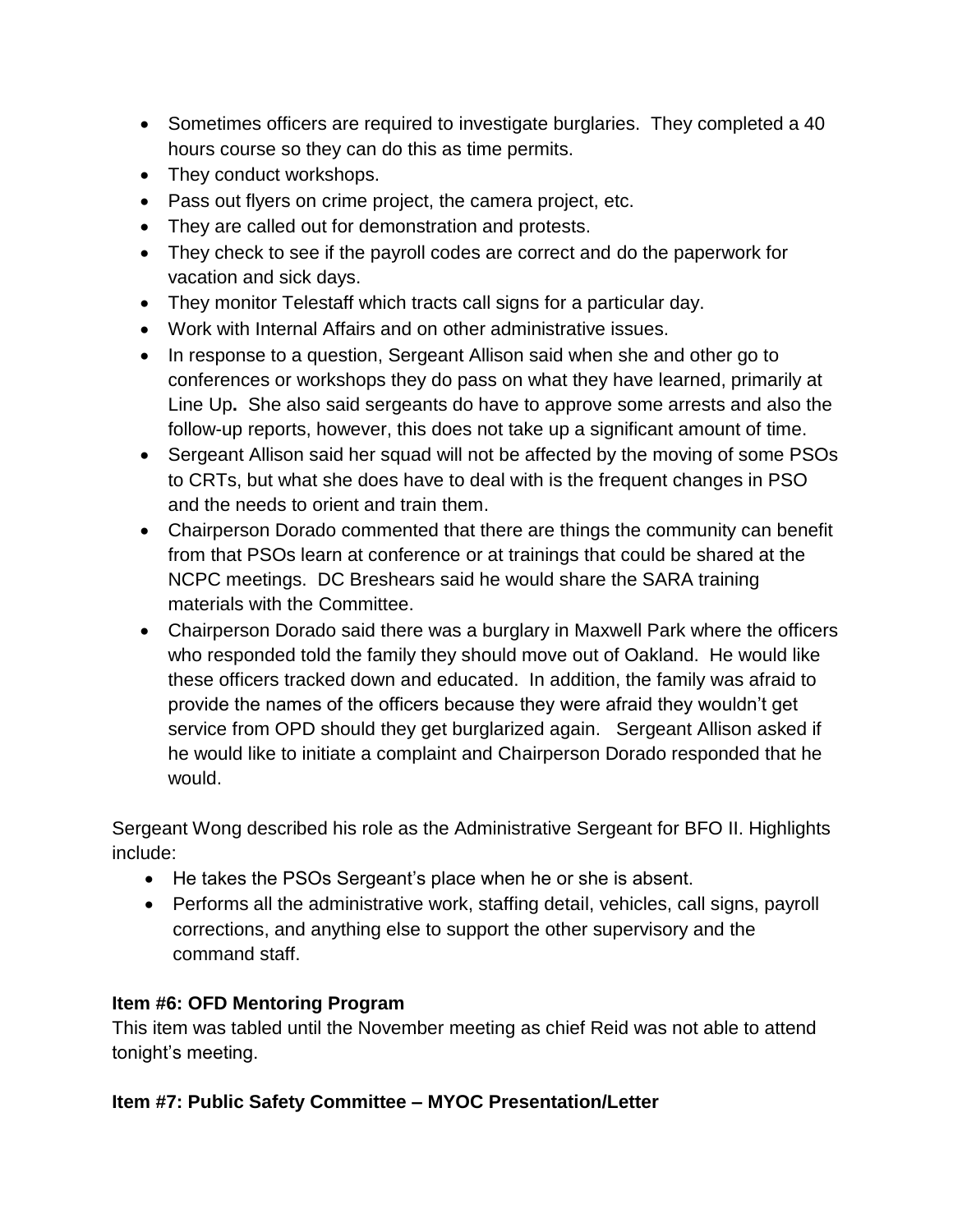- Sometimes officers are required to investigate burglaries. They completed a 40 hours course so they can do this as time permits.
- They conduct workshops.
- Pass out flyers on crime project, the camera project, etc.
- They are called out for demonstration and protests.
- They check to see if the payroll codes are correct and do the paperwork for vacation and sick days.
- They monitor Telestaff which tracts call signs for a particular day.
- Work with Internal Affairs and on other administrative issues.
- In response to a question, Sergeant Allison said when she and other go to conferences or workshops they do pass on what they have learned, primarily at Line Up**.** She also said sergeants do have to approve some arrests and also the follow-up reports, however, this does not take up a significant amount of time.
- Sergeant Allison said her squad will not be affected by the moving of some PSOs to CRTs, but what she does have to deal with is the frequent changes in PSO and the needs to orient and train them.
- Chairperson Dorado commented that there are things the community can benefit from that PSOs learn at conference or at trainings that could be shared at the NCPC meetings. DC Breshears said he would share the SARA training materials with the Committee.
- Chairperson Dorado said there was a burglary in Maxwell Park where the officers who responded told the family they should move out of Oakland. He would like these officers tracked down and educated. In addition, the family was afraid to provide the names of the officers because they were afraid they wouldn't get service from OPD should they get burglarized again. Sergeant Allison asked if he would like to initiate a complaint and Chairperson Dorado responded that he would.

Sergeant Wong described his role as the Administrative Sergeant for BFO II. Highlights include:

- He takes the PSOs Sergeant's place when he or she is absent.
- Performs all the administrative work, staffing detail, vehicles, call signs, payroll corrections, and anything else to support the other supervisory and the command staff.

**Item #6: OFD Mentoring Program**

This item was tabled until the November meeting as chief Reid was not able to attend tonight's meeting.

**Item #7: Public Safety Committee – MYOC Presentation/Letter**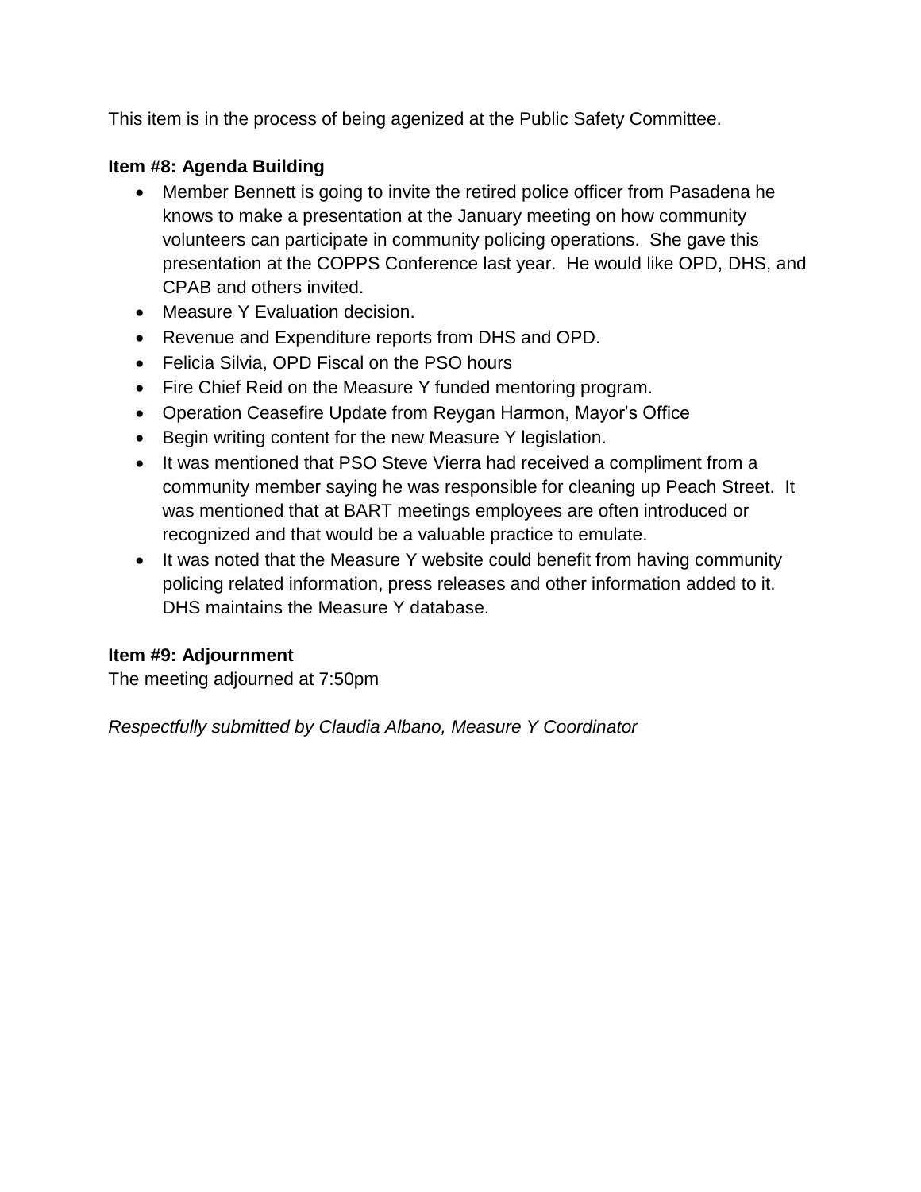This item is in the process of being agenized at the Public Safety Committee.

**Item #8: Agenda Building**

- Member Bennett is going to invite the retired police officer from Pasadena he knows to make a presentation at the January meeting on how community volunteers can participate in community policing operations. She gave this presentation at the COPPS Conference last year. He would like OPD, DHS, and CPAB and others invited.
- Measure Y Evaluation decision.
- Revenue and Expenditure reports from DHS and OPD.
- Felicia Silvia, OPD Fiscal on the PSO hours
- Fire Chief Reid on the Measure Y funded mentoring program.
- Operation Ceasefire Update from Reygan Harmon, Mayor's Office
- Begin writing content for the new Measure Y legislation.
- It was mentioned that PSO Steve Vierra had received a compliment from a community member saying he was responsible for cleaning up Peach Street. It was mentioned that at BART meetings employees are often introduced or recognized and that would be a valuable practice to emulate.
- It was noted that the Measure Y website could benefit from having community policing related information, press releases and other information added to it. DHS maintains the Measure Y database.

**Item #9: Adjournment**

The meeting adjourned at 7:50pm

*Respectfully submitted by Claudia Albano, Measure Y Coordinator*